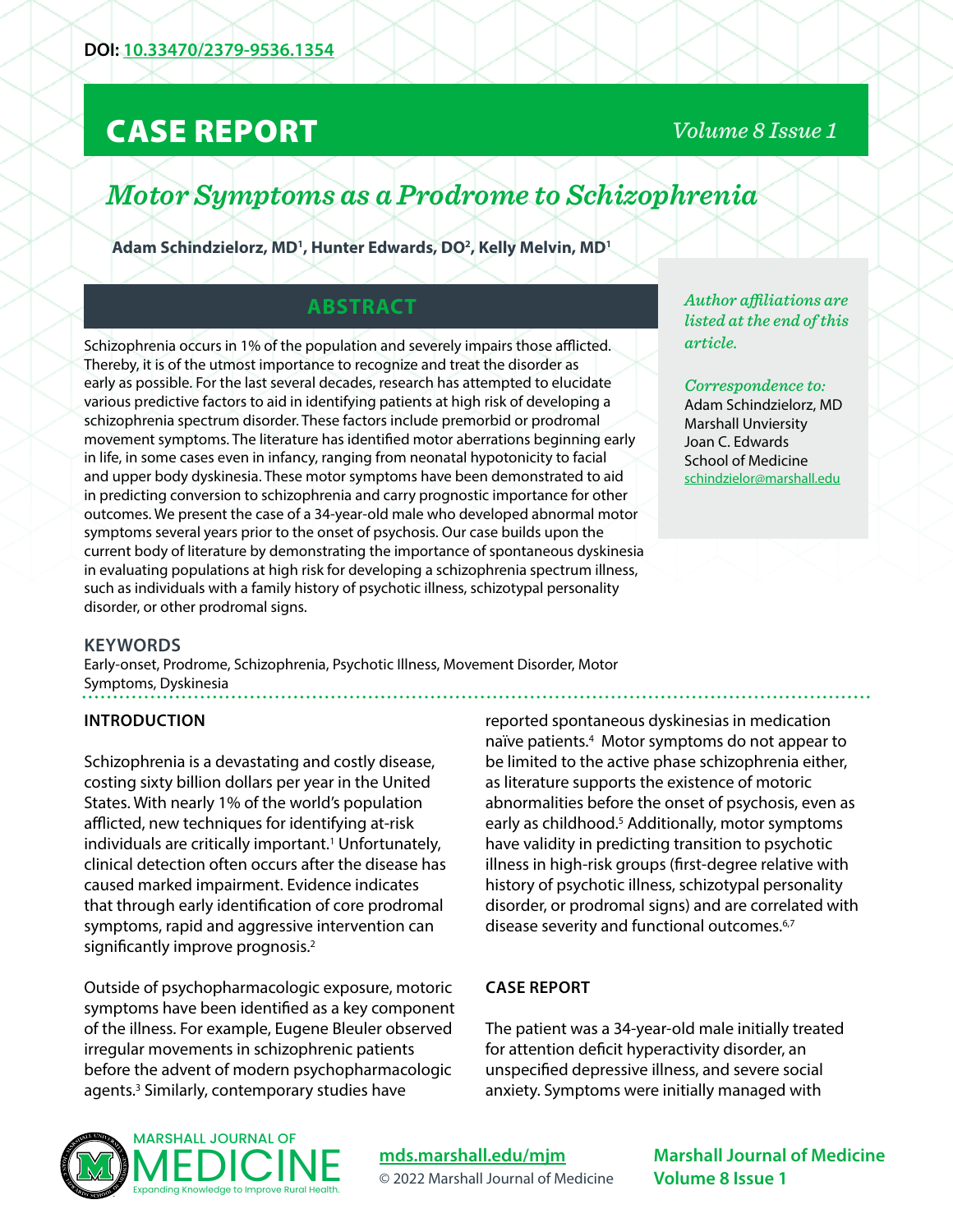DOI: [10.33470/2379-9536.1354](10.33470/2379-9536.1354)

# CASE REPORT

# *Motor Symptoms as a Prodrome to Schizophrenia*

**Adam Schindzielorz, MD[1], Hunter Edwards, DO[2], Kelly Melvin, MD[1]**

*Author affiliations are listed at the end of this article.*

*Correspondence to:*
Adam Schindzielorz, MD
Marshall Unviersity
Joan C. Edwards
School of Medicine
schindzielor@marshall.edu

## ABSTRACT

Schizophrenia occurs in 1% of the population and severely impairs those afflicted. Thereby, it is of the utmost importance to recognize and treat the disorder as early as possible. For the last several decades, research has attempted to elucidate various predictive factors to aid in identifying patients at high risk of developing a schizophrenia spectrum disorder. These factors include premorbid or prodromal movement symptoms. The literature has identified motor aberrations beginning early in life, in some cases even in infancy, ranging from neonatal hypotonicity to facial and upper body dyskinesia. These motor symptoms have been demonstrated to aid in predicting conversion to schizophrenia and carry prognostic importance for other outcomes. We present the case of a 34-year-old male who developed abnormal motor symptoms several years prior to the onset of psychosis. Our case builds upon the current body of literature by demonstrating the importance of spontaneous dyskinesia in evaluating populations at high risk for developing a schizophrenia spectrum illness, such as individuals with a family history of psychotic illness, schizotypal personality disorder, or other prodromal signs.

### KEYWORDS

Early-onset, Prodrome, Schizophrenia, Psychotic Illness, Movement Disorder, Motor Symptoms, Dyskinesia

## INTRODUCTION

Schizophrenia is a devastating and costly disease, costing sixty billion dollars per year in the United States. With nearly 1% of the world's population afflicted, new techniques for identifying at-risk individuals are critically important.[1] Unfortunately, clinical detection often occurs after the disease has caused marked impairment. Evidence indicates that through early identification of core prodromal symptoms, rapid and aggressive intervention can significantly improve prognosis.[2]

Outside of psychopharmacologic exposure, motoric symptoms have been identified as a key component of the illness. For example, Eugene Bleuler observed irregular movements in schizophrenic patients before the advent of modern psychopharmacologic agents.[3] Similarly, contemporary studies have reported spontaneous dyskinesias in medication naïve patients.[4] Motor symptoms do not appear to be limited to the active phase schizophrenia either, as literature supports the existence of motoric abnormalities before the onset of psychosis, even as early as childhood.[5] Additionally, motor symptoms have validity in predicting transition to psychotic illness in high-risk groups (first-degree relative with history of psychotic illness, schizotypal personality disorder, or prodromal signs) and are correlated with disease severity and functional outcomes.[6,7]

## CASE REPORT

The patient was a 34-year-old male initially treated for attention deficit hyperactivity disorder, an unspecified depressive illness, and severe social anxiety. Symptoms were initially managed with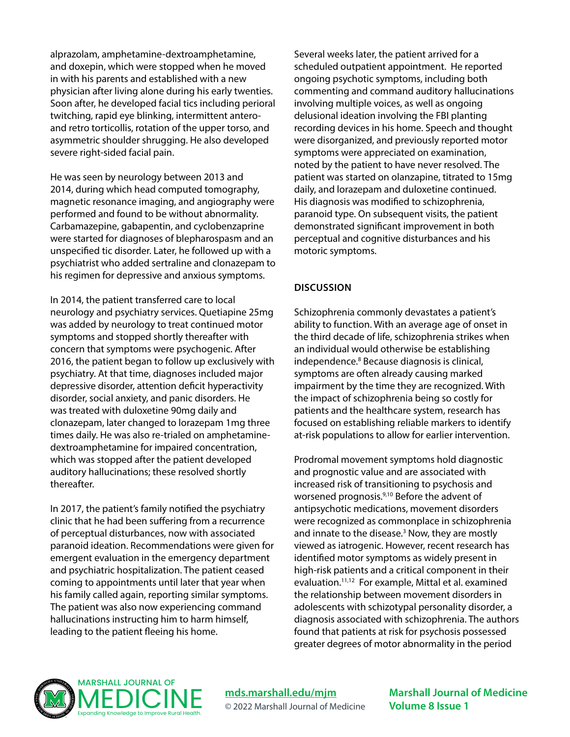alprazolam, amphetamine-dextroamphetamine, and doxepin, which were stopped when he moved in with his parents and established with a new physician after living alone during his early twenties. Soon after, he developed facial tics including perioral twitching, rapid eye blinking, intermittent antero- and retro torticollis, rotation of the upper torso, and asymmetric shoulder shrugging. He also developed severe right-sided facial pain.

He was seen by neurology between 2013 and 2014, during which head computed tomography, magnetic resonance imaging, and angiography were performed and found to be without abnormality. Carbamazepine, gabapentin, and cyclobenzaprine were started for diagnoses of blepharospasm and an unspecified tic disorder. Later, he followed up with a psychiatrist who added sertraline and clonazepam to his regimen for depressive and anxious symptoms.

In 2014, the patient transferred care to local neurology and psychiatry services. Quetiapine 25mg was added by neurology to treat continued motor symptoms and stopped shortly thereafter with concern that symptoms were psychogenic. After 2016, the patient began to follow up exclusively with psychiatry. At that time, diagnoses included major depressive disorder, attention deficit hyperactivity disorder, social anxiety, and panic disorders. He was treated with duloxetine 90mg daily and clonazepam, later changed to lorazepam 1mg three times daily. He was also re-trialed on amphetamine-dextroamphetamine for impaired concentration, which was stopped after the patient developed auditory hallucinations; these resolved shortly thereafter.

In 2017, the patient's family notified the psychiatry clinic that he had been suffering from a recurrence of perceptual disturbances, now with associated paranoid ideation. Recommendations were given for emergent evaluation in the emergency department and psychiatric hospitalization. The patient ceased coming to appointments until later that year when his family called again, reporting similar symptoms. The patient was also now experiencing command hallucinations instructing him to harm himself, leading to the patient fleeing his home.

Several weeks later, the patient arrived for a scheduled outpatient appointment. He reported ongoing psychotic symptoms, including both commenting and command auditory hallucinations involving multiple voices, as well as ongoing delusional ideation involving the FBI planting recording devices in his home. Speech and thought were disorganized, and previously reported motor symptoms were appreciated on examination, noted by the patient to have never resolved. The patient was started on olanzapine, titrated to 15mg daily, and lorazepam and duloxetine continued. His diagnosis was modified to schizophrenia, paranoid type. On subsequent visits, the patient demonstrated significant improvement in both perceptual and cognitive disturbances and his motoric symptoms.

## DISCUSSION

Schizophrenia commonly devastates a patient's ability to function. With an average age of onset in the third decade of life, schizophrenia strikes when an individual would otherwise be establishing independence.[8] Because diagnosis is clinical, symptoms are often already causing marked impairment by the time they are recognized. With the impact of schizophrenia being so costly for patients and the healthcare system, research has focused on establishing reliable markers to identify at-risk populations to allow for earlier intervention.

Prodromal movement symptoms hold diagnostic and prognostic value and are associated with increased risk of transitioning to psychosis and worsened prognosis.[9,10] Before the advent of antipsychotic medications, movement disorders were recognized as commonplace in schizophrenia and innate to the disease.[3] Now, they are mostly viewed as iatrogenic. However, recent research has identified motor symptoms as widely present in high-risk patients and a critical component in their evaluation.[11,12] For example, Mittal et al. examined the relationship between movement disorders in adolescents with schizotypal personality disorder, a diagnosis associated with schizophrenia. The authors found that patients at risk for psychosis possessed greater degrees of motor abnormality in the period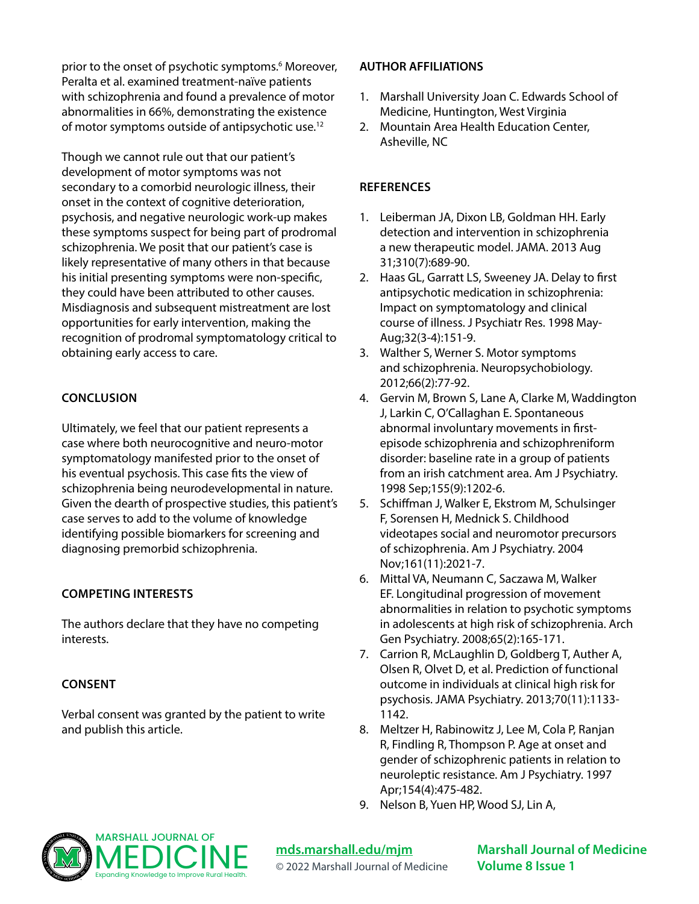prior to the onset of psychotic symptoms.[6] Moreover, Peralta et al. examined treatment-naïve patients with schizophrenia and found a prevalence of motor abnormalities in 66%, demonstrating the existence of motor symptoms outside of antipsychotic use.[12]

Though we cannot rule out that our patient's development of motor symptoms was not secondary to a comorbid neurologic illness, their onset in the context of cognitive deterioration, psychosis, and negative neurologic work-up makes these symptoms suspect for being part of prodromal schizophrenia. We posit that our patient's case is likely representative of many others in that because his initial presenting symptoms were non-specific, they could have been attributed to other causes. Misdiagnosis and subsequent mistreatment are lost opportunities for early intervention, making the recognition of prodromal symptomatology critical to obtaining early access to care.

## CONCLUSION

Ultimately, we feel that our patient represents a case where both neurocognitive and neuro-motor symptomatology manifested prior to the onset of his eventual psychosis. This case fits the view of schizophrenia being neurodevelopmental in nature. Given the dearth of prospective studies, this patient's case serves to add to the volume of knowledge identifying possible biomarkers for screening and diagnosing premorbid schizophrenia.

## COMPETING INTERESTS

The authors declare that they have no competing interests.

## CONSENT

Verbal consent was granted by the patient to write and publish this article.

## AUTHOR AFFILIATIONS

1. Marshall University Joan C. Edwards School of Medicine, Huntington, West Virginia
2. Mountain Area Health Education Center, Asheville, NC

## REFERENCES

1. Leiberman JA, Dixon LB, Goldman HH. Early detection and intervention in schizophrenia a new therapeutic model. JAMA. 2013 Aug 31;310(7):689-90.
2. Haas GL, Garratt LS, Sweeney JA. Delay to first antipsychotic medication in schizophrenia: Impact on symptomatology and clinical course of illness. J Psychiatr Res. 1998 May-Aug;32(3-4):151-9.
3. Walther S, Werner S. Motor symptoms and schizophrenia. Neuropsychobiology. 2012;66(2):77-92.
4. Gervin M, Brown S, Lane A, Clarke M, Waddington J, Larkin C, O'Callaghan E. Spontaneous abnormal involuntary movements in first-episode schizophrenia and schizophreniform disorder: baseline rate in a group of patients from an irish catchment area. Am J Psychiatry. 1998 Sep;155(9):1202-6.
5. Schiffman J, Walker E, Ekstrom M, Schulsinger F, Sorensen H, Mednick S. Childhood videotapes social and neuromotor precursors of schizophrenia. Am J Psychiatry. 2004 Nov;161(11):2021-7.
6. Mittal VA, Neumann C, Saczawa M, Walker EF. Longitudinal progression of movement abnormalities in relation to psychotic symptoms in adolescents at high risk of schizophrenia. Arch Gen Psychiatry. 2008;65(2):165-171.
7. Carrion R, McLaughlin D, Goldberg T, Auther A, Olsen R, Olvet D, et al. Prediction of functional outcome in individuals at clinical high risk for psychosis. JAMA Psychiatry. 2013;70(11):1133-1142.
8. Meltzer H, Rabinowitz J, Lee M, Cola P, Ranjan R, Findling R, Thompson P. Age at onset and gender of schizophrenic patients in relation to neuroleptic resistance. Am J Psychiatry. 1997 Apr;154(4):475-482.
9. Nelson B, Yuen HP, Wood SJ, Lin A,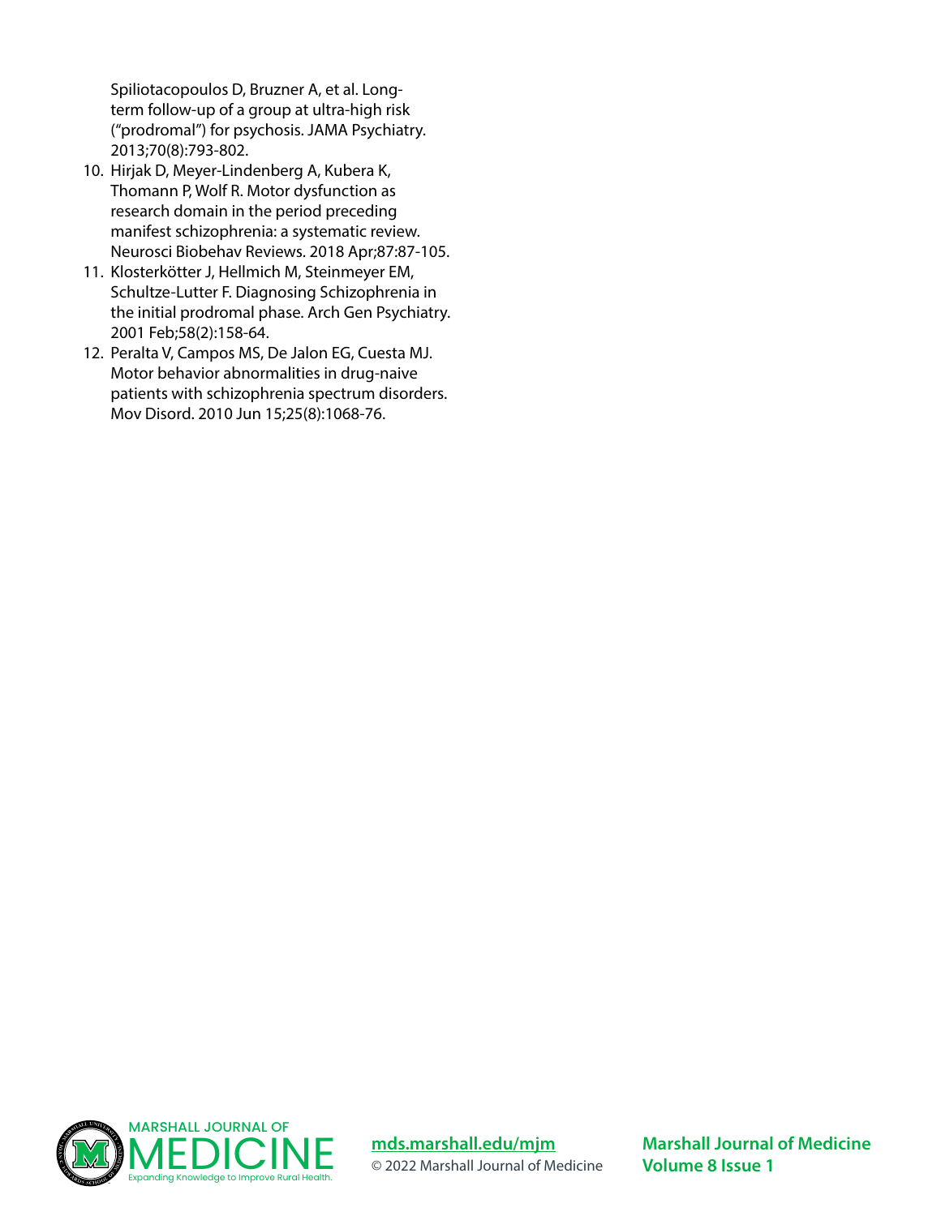Spiliotacopoulos D, Bruzner A, et al. Long-term follow-up of a group at ultra-high risk ("prodromal") for psychosis. JAMA Psychiatry. 2013;70(8):793-802.

10. Hirjak D, Meyer-Lindenberg A, Kubera K, Thomann P, Wolf R. Motor dysfunction as research domain in the period preceding manifest schizophrenia: a systematic review. Neurosci Biobehav Reviews. 2018 Apr;87:87-105.
11. Klosterkötter J, Hellmich M, Steinmeyer EM, Schultze-Lutter F. Diagnosing Schizophrenia in the initial prodromal phase. Arch Gen Psychiatry. 2001 Feb;58(2):158-64.
12. Peralta V, Campos MS, De Jalon EG, Cuesta MJ. Motor behavior abnormalities in drug-naive patients with schizophrenia spectrum disorders. Mov Disord. 2010 Jun 15;25(8):1068-76.